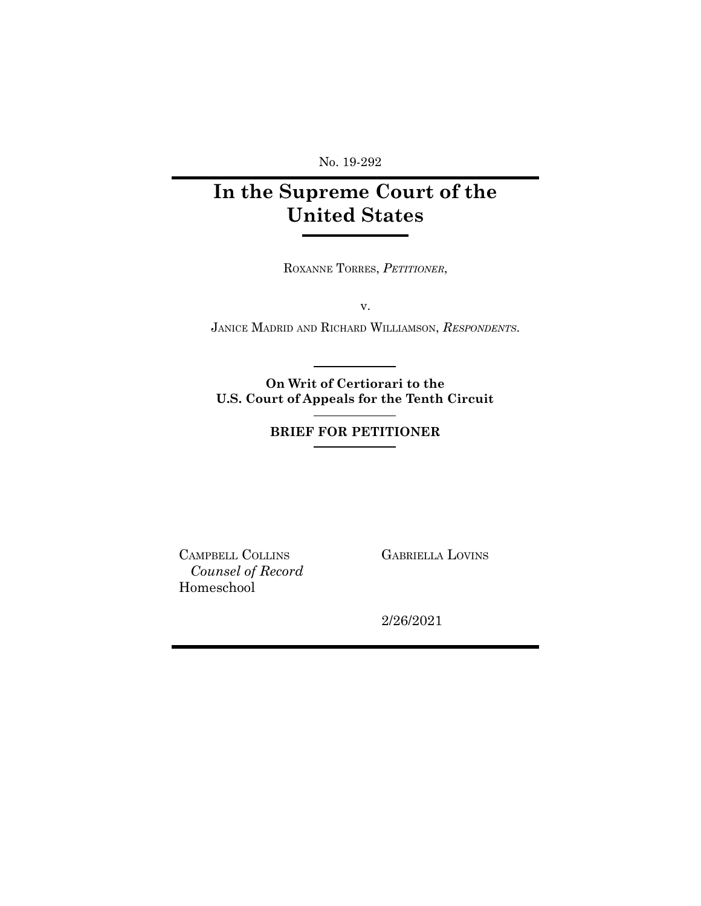No. 19-292

# In the Supreme Court of the United States

ROXANNE TORRES, *PETITIONER*,

v.

JANICE MADRID AND RICHARD WILLIAMSON, *RESPONDENTS*.

**On Writ of Certiorari to the U.S. Court of Appeals for the Tenth Circuit**

**BRIEF FOR PETITIONER**

CAMPBELL COLLINS
*Counsel of Record*
Homeschool

GABRIELLA LOVINS

2/26/2021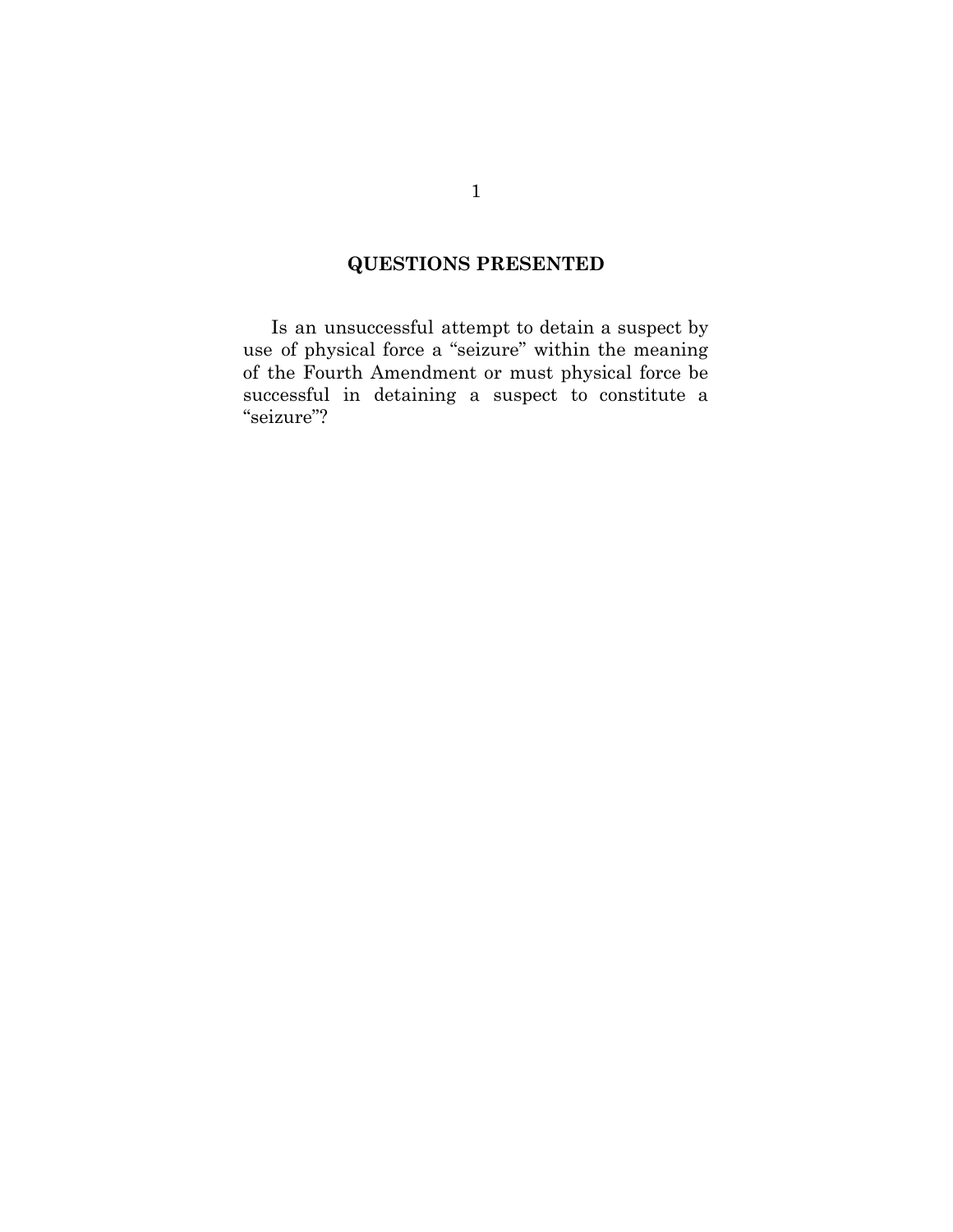## QUESTIONS PRESENTED

Is an unsuccessful attempt to detain a suspect by use of physical force a "seizure" within the meaning of the Fourth Amendment or must physical force be successful in detaining a suspect to constitute a "seizure"?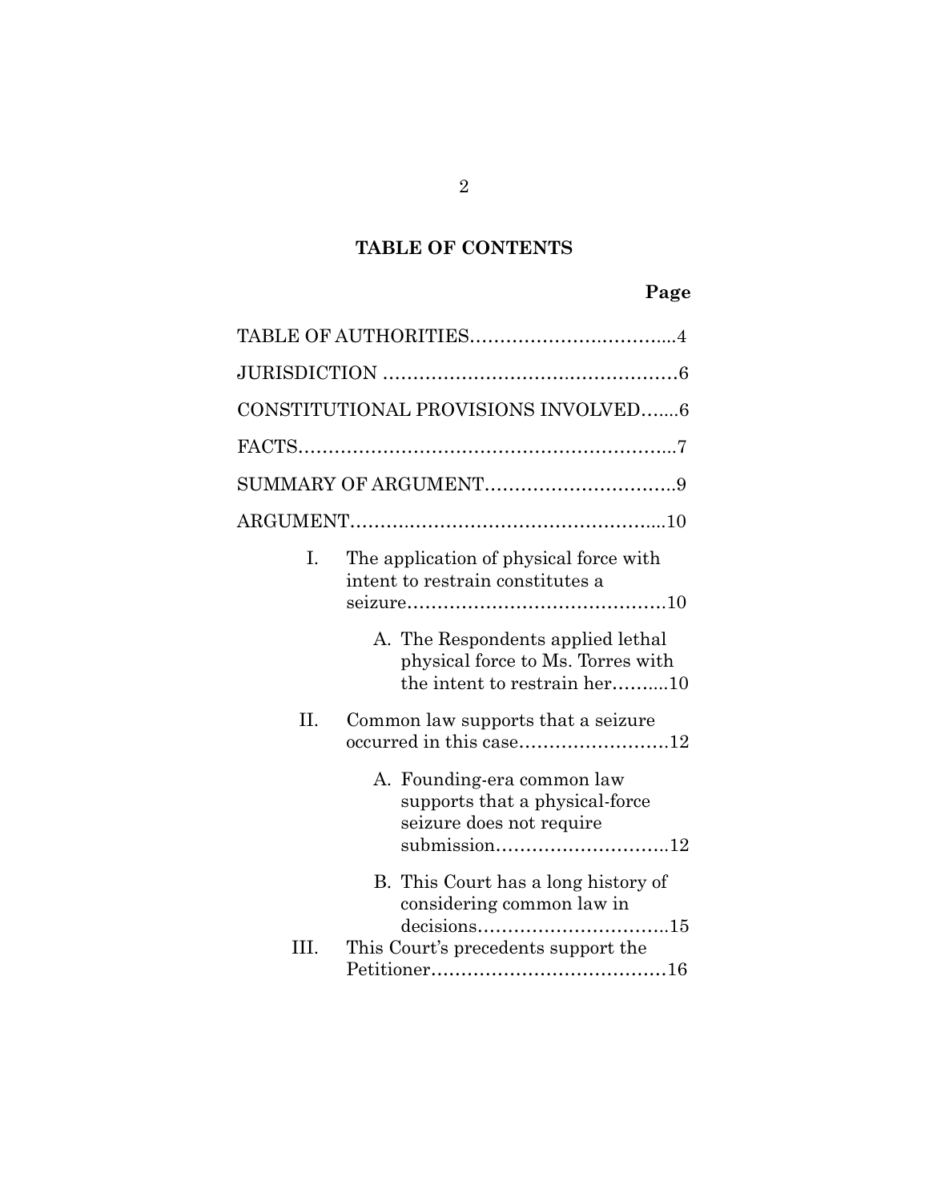**TABLE OF CONTENTS**

**Page**

TABLE OF AUTHORITIES……………………...........4

JURISDICTION ……………………….……………6

CONSTITUTIONAL PROVISIONS INVOLVED…....6

FACTS………………………………………………..7

SUMMARY OF ARGUMENT……………………….9

ARGUMENT………………………………………...10

- I. The application of physical force with intent to restrain constitutes a seizure……………………………………10
  - A. The Respondents applied lethal physical force to Ms. Torres with the intent to restrain her……....10
- II. Common law supports that a seizure occurred in this case……………………12
  - A. Founding-era common law supports that a physical-force seizure does not require submission………………………..12
  - B. This Court has a long history of considering common law in decisions…………………………..15
- III. This Court's precedents support the Petitioner…………………………………16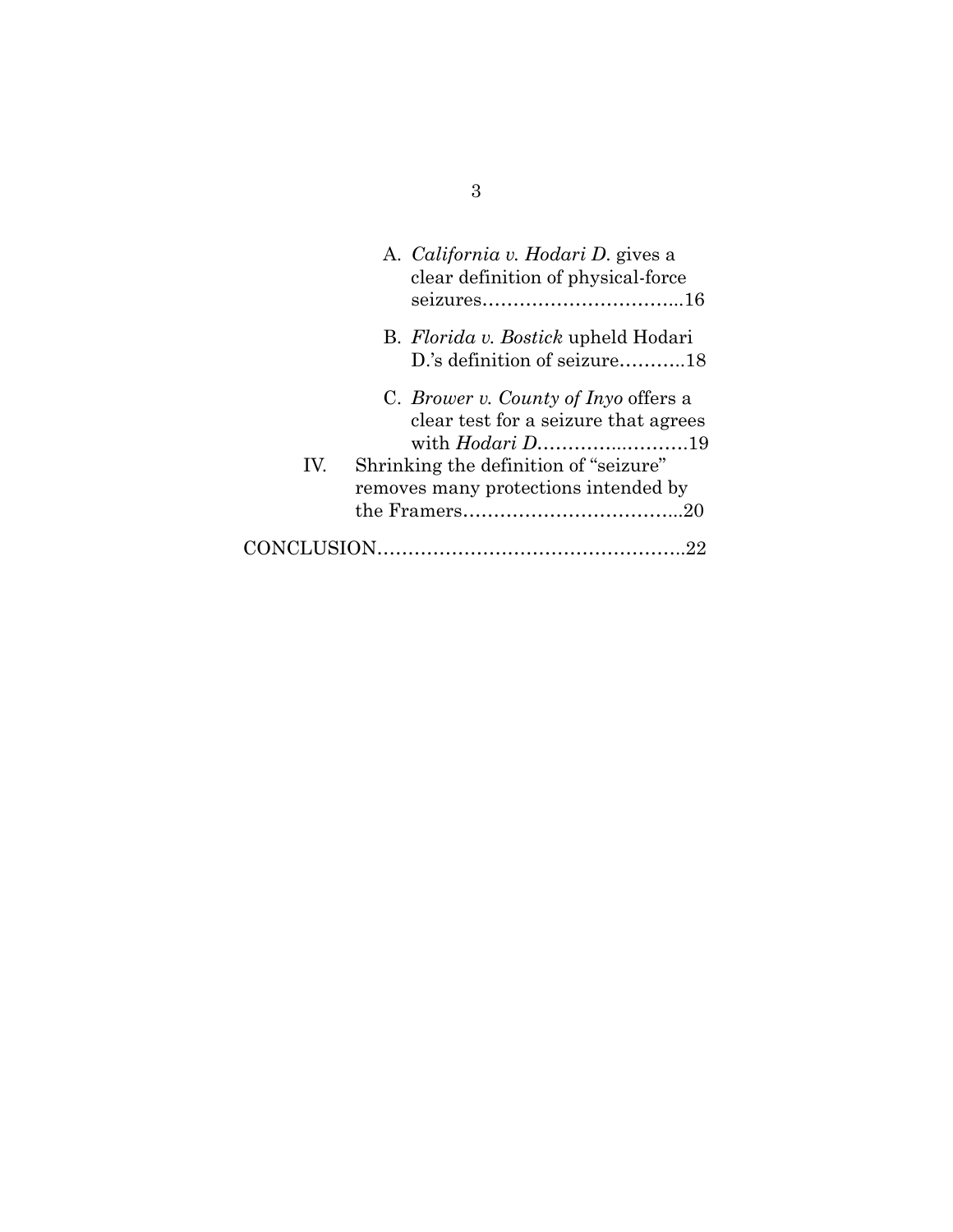A. *California v. Hodari D.* gives a clear definition of physical-force seizures……………………………..16

B. *Florida v. Bostick* upheld Hodari D.'s definition of seizure………..18

C. *Brower v. County of Inyo* offers a clear test for a seizure that agrees with *Hodari D*………..…………19

IV. Shrinking the definition of "seizure" removes many protections intended by the Framers……………………………...20

CONCLUSION…………………………………………..22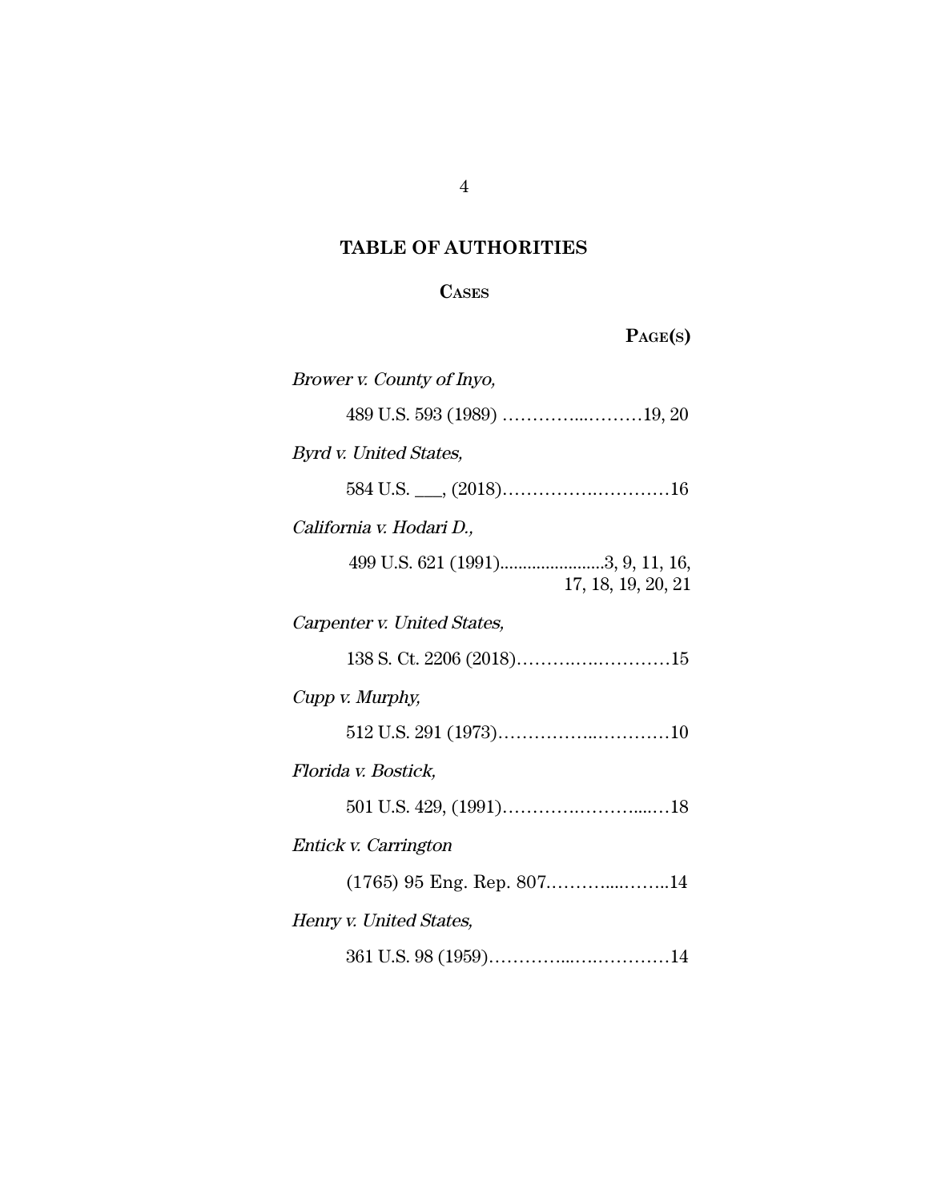## TABLE OF AUTHORITIES

### Cases

**Page(s)**

*Brower v. County of Inyo,*

489 U.S. 593 (1989) …………...………19, 20

*Byrd v. United States,*

584 U.S. \_\_\_, (2018)…………….…………16

*California v. Hodari D.,*

499 U.S. 621 (1991).......................3, 9, 11, 16, 17, 18, 19, 20, 21

*Carpenter v. United States,*

138 S. Ct. 2206 (2018)……….….…………15

*Cupp v. Murphy,*

512 U.S. 291 (1973)……………..…………10

*Florida v. Bostick,*

501 U.S. 429, (1991)………….………....…18

*Entick v. Carrington*

(1765) 95 Eng. Rep. 807.………....……..14

*Henry v. United States,*

361 U.S. 98 (1959)…………...….…………14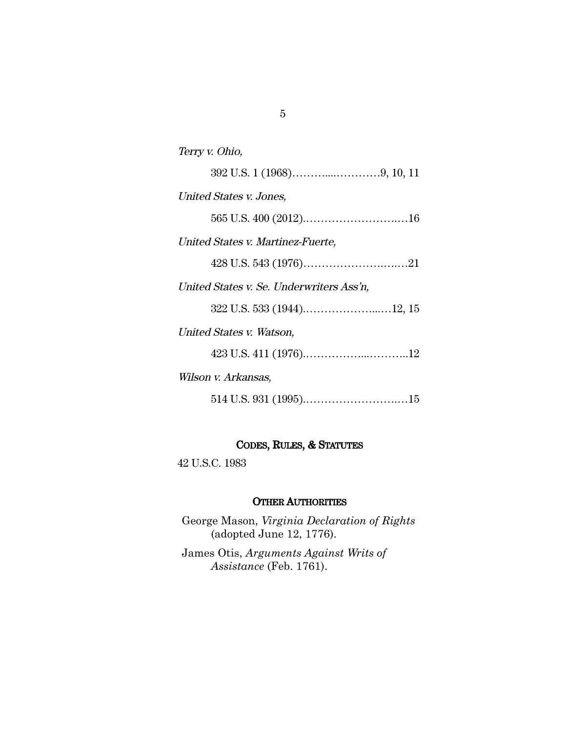*Terry v. Ohio*,

392 U.S. 1 (1968)………....…………9, 10, 11

*United States v. Jones*,

565 U.S. 400 (2012).……………………..…16

*United States v. Martinez-Fuerte*,

428 U.S. 543 (1976)…………………….….…21

*United States v. Se. Underwriters Ass'n*,

322 U.S. 533 (1944).………………...…12, 15

*United States v. Watson*,

423 U.S. 411 (1976).……………...………..12

*Wilson v. Arkansas*,

514 U.S. 931 (1995).……………………..…15

## CODES, RULES, & STATUTES

42 U.S.C. 1983

## OTHER AUTHORITIES

George Mason, *Virginia Declaration of Rights* (adopted June 12, 1776).

James Otis, *Arguments Against Writs of Assistance* (Feb. 1761).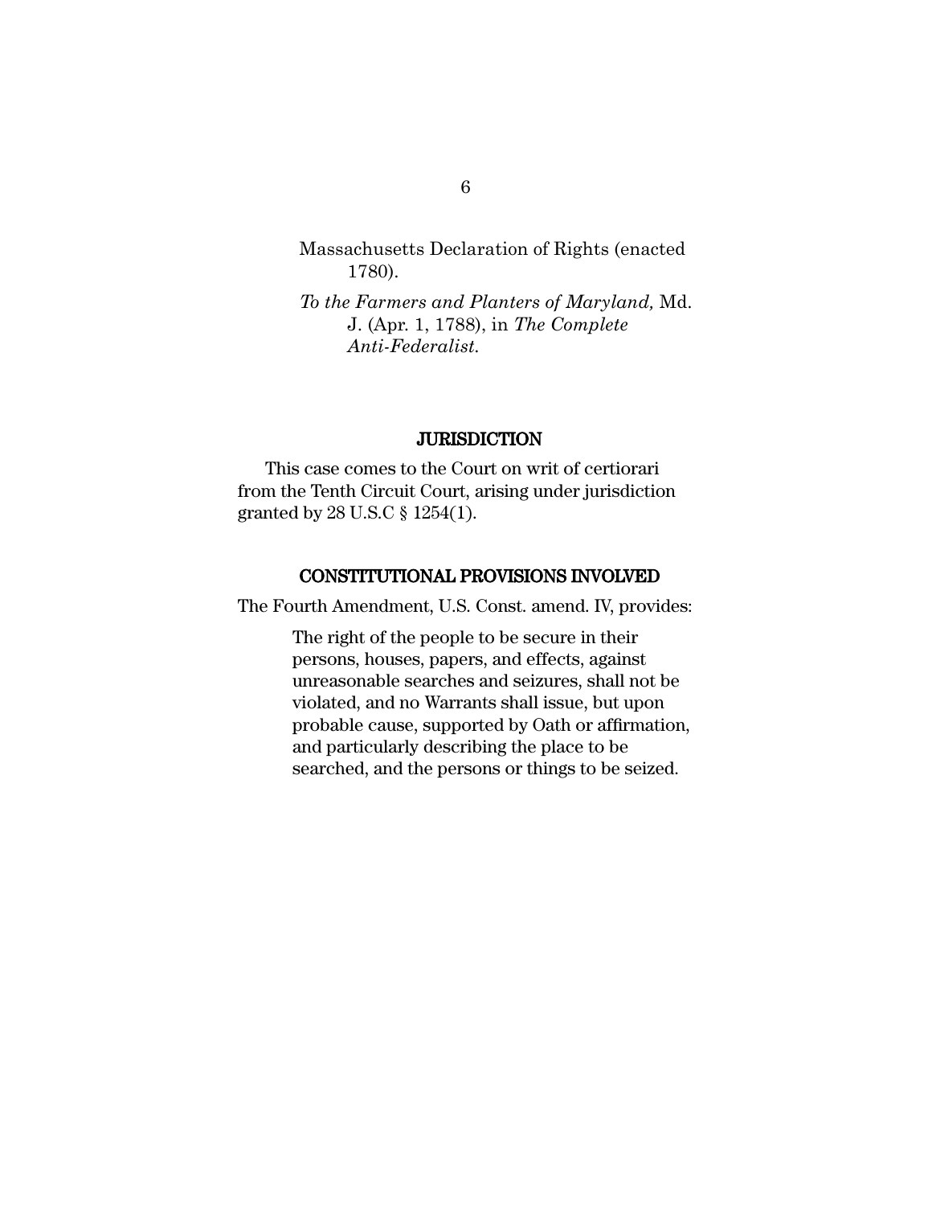Massachusetts Declaration of Rights (enacted 1780).

*To the Farmers and Planters of Maryland,* Md. J. (Apr. 1, 1788), in *The Complete Anti-Federalist.*

## JURISDICTION

This case comes to the Court on writ of certiorari from the Tenth Circuit Court, arising under jurisdiction granted by 28 U.S.C § 1254(1).

## CONSTITUTIONAL PROVISIONS INVOLVED

The Fourth Amendment, U.S. Const. amend. IV, provides:

> The right of the people to be secure in their persons, houses, papers, and effects, against unreasonable searches and seizures, shall not be violated, and no Warrants shall issue, but upon probable cause, supported by Oath or affirmation, and particularly describing the place to be searched, and the persons or things to be seized.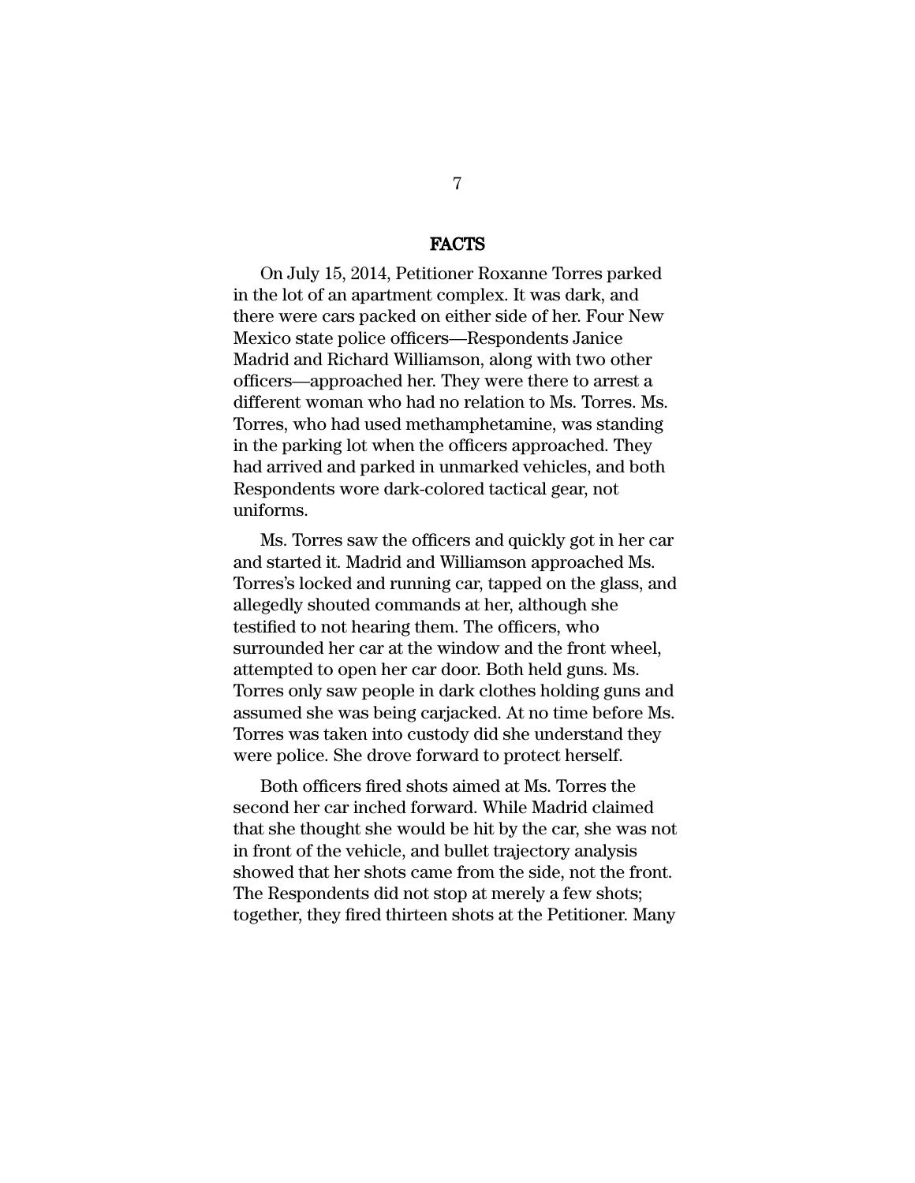## FACTS

On July 15, 2014, Petitioner Roxanne Torres parked in the lot of an apartment complex. It was dark, and there were cars packed on either side of her. Four New Mexico state police officers—Respondents Janice Madrid and Richard Williamson, along with two other officers—approached her. They were there to arrest a different woman who had no relation to Ms. Torres. Ms. Torres, who had used methamphetamine, was standing in the parking lot when the officers approached. They had arrived and parked in unmarked vehicles, and both Respondents wore dark-colored tactical gear, not uniforms.

Ms. Torres saw the officers and quickly got in her car and started it. Madrid and Williamson approached Ms. Torres's locked and running car, tapped on the glass, and allegedly shouted commands at her, although she testified to not hearing them. The officers, who surrounded her car at the window and the front wheel, attempted to open her car door. Both held guns. Ms. Torres only saw people in dark clothes holding guns and assumed she was being carjacked. At no time before Ms. Torres was taken into custody did she understand they were police. She drove forward to protect herself.

Both officers fired shots aimed at Ms. Torres the second her car inched forward. While Madrid claimed that she thought she would be hit by the car, she was not in front of the vehicle, and bullet trajectory analysis showed that her shots came from the side, not the front. The Respondents did not stop at merely a few shots; together, they fired thirteen shots at the Petitioner. Many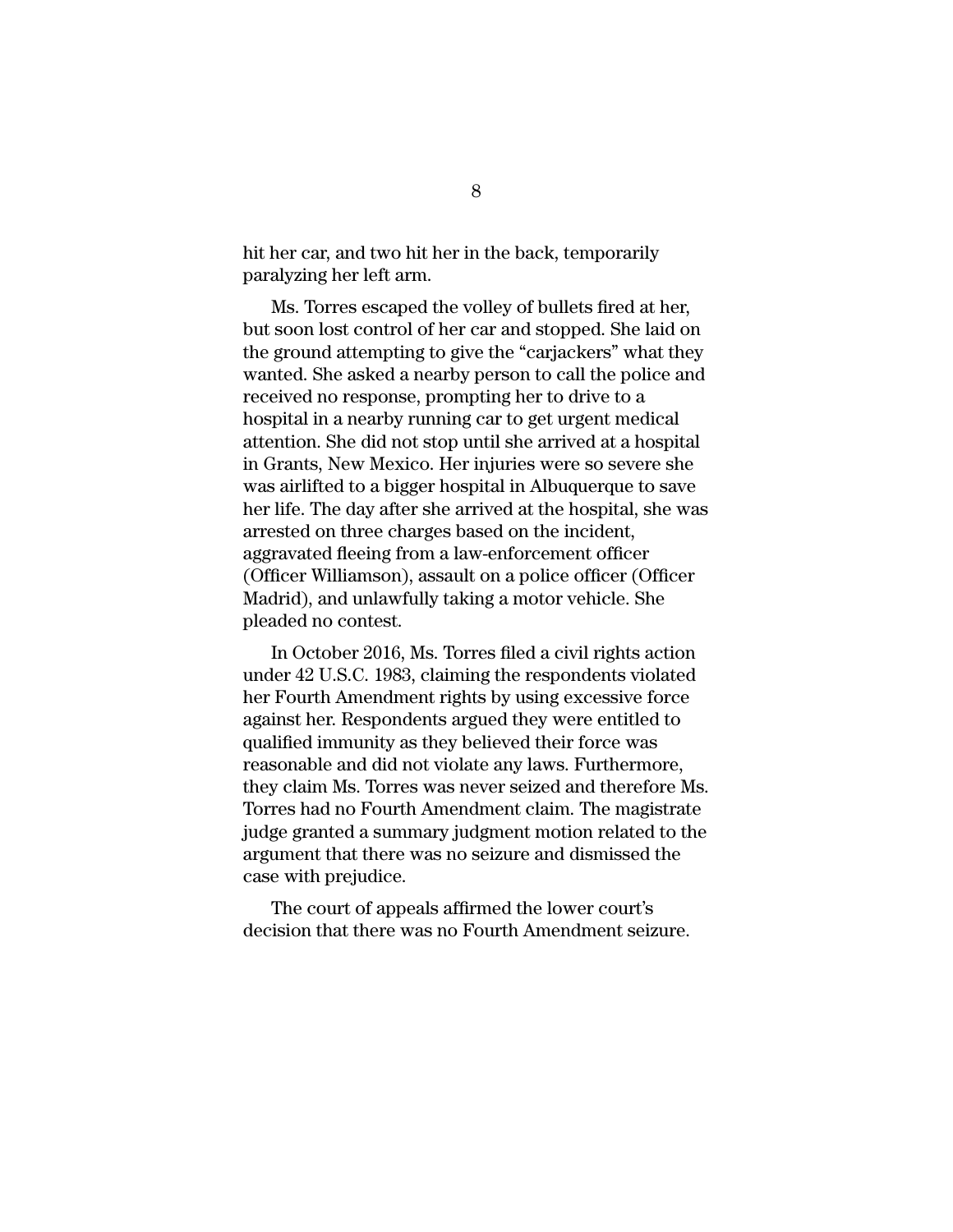hit her car, and two hit her in the back, temporarily paralyzing her left arm.

Ms. Torres escaped the volley of bullets fired at her, but soon lost control of her car and stopped. She laid on the ground attempting to give the "carjackers" what they wanted. She asked a nearby person to call the police and received no response, prompting her to drive to a hospital in a nearby running car to get urgent medical attention. She did not stop until she arrived at a hospital in Grants, New Mexico. Her injuries were so severe she was airlifted to a bigger hospital in Albuquerque to save her life. The day after she arrived at the hospital, she was arrested on three charges based on the incident, aggravated fleeing from a law-enforcement officer (Officer Williamson), assault on a police officer (Officer Madrid), and unlawfully taking a motor vehicle. She pleaded no contest.

In October 2016, Ms. Torres filed a civil rights action under 42 U.S.C. 1983, claiming the respondents violated her Fourth Amendment rights by using excessive force against her. Respondents argued they were entitled to qualified immunity as they believed their force was reasonable and did not violate any laws. Furthermore, they claim Ms. Torres was never seized and therefore Ms. Torres had no Fourth Amendment claim. The magistrate judge granted a summary judgment motion related to the argument that there was no seizure and dismissed the case with prejudice.

The court of appeals affirmed the lower court's decision that there was no Fourth Amendment seizure.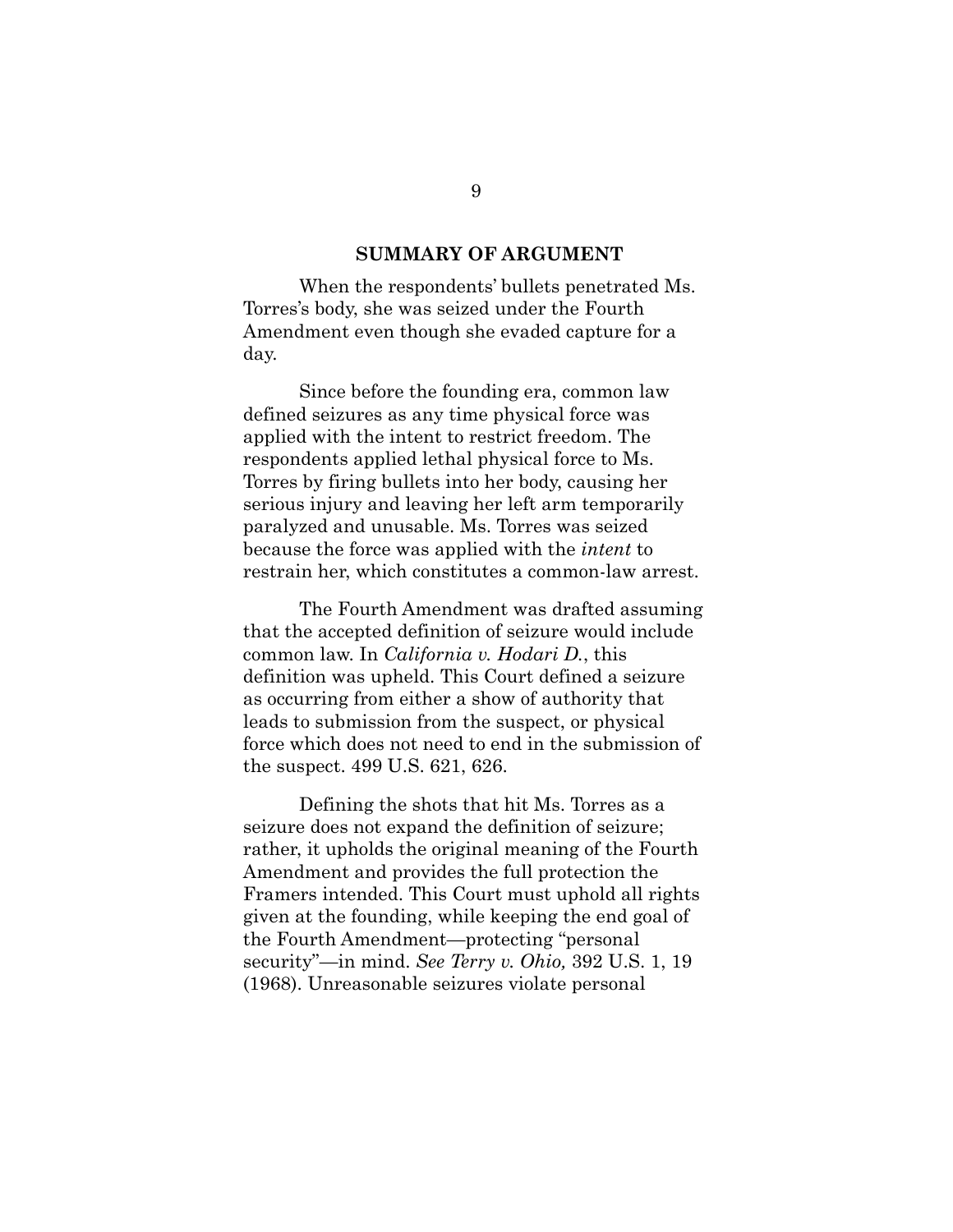## SUMMARY OF ARGUMENT

When the respondents' bullets penetrated Ms. Torres's body, she was seized under the Fourth Amendment even though she evaded capture for a day.

Since before the founding era, common law defined seizures as any time physical force was applied with the intent to restrict freedom. The respondents applied lethal physical force to Ms. Torres by firing bullets into her body, causing her serious injury and leaving her left arm temporarily paralyzed and unusable. Ms. Torres was seized because the force was applied with the *intent* to restrain her, which constitutes a common-law arrest.

The Fourth Amendment was drafted assuming that the accepted definition of seizure would include common law. In *California v. Hodari D.*, this definition was upheld. This Court defined a seizure as occurring from either a show of authority that leads to submission from the suspect, or physical force which does not need to end in the submission of the suspect. 499 U.S. 621, 626.

Defining the shots that hit Ms. Torres as a seizure does not expand the definition of seizure; rather, it upholds the original meaning of the Fourth Amendment and provides the full protection the Framers intended. This Court must uphold all rights given at the founding, while keeping the end goal of the Fourth Amendment—protecting "personal security"—in mind. *See Terry v. Ohio,* 392 U.S. 1, 19 (1968). Unreasonable seizures violate personal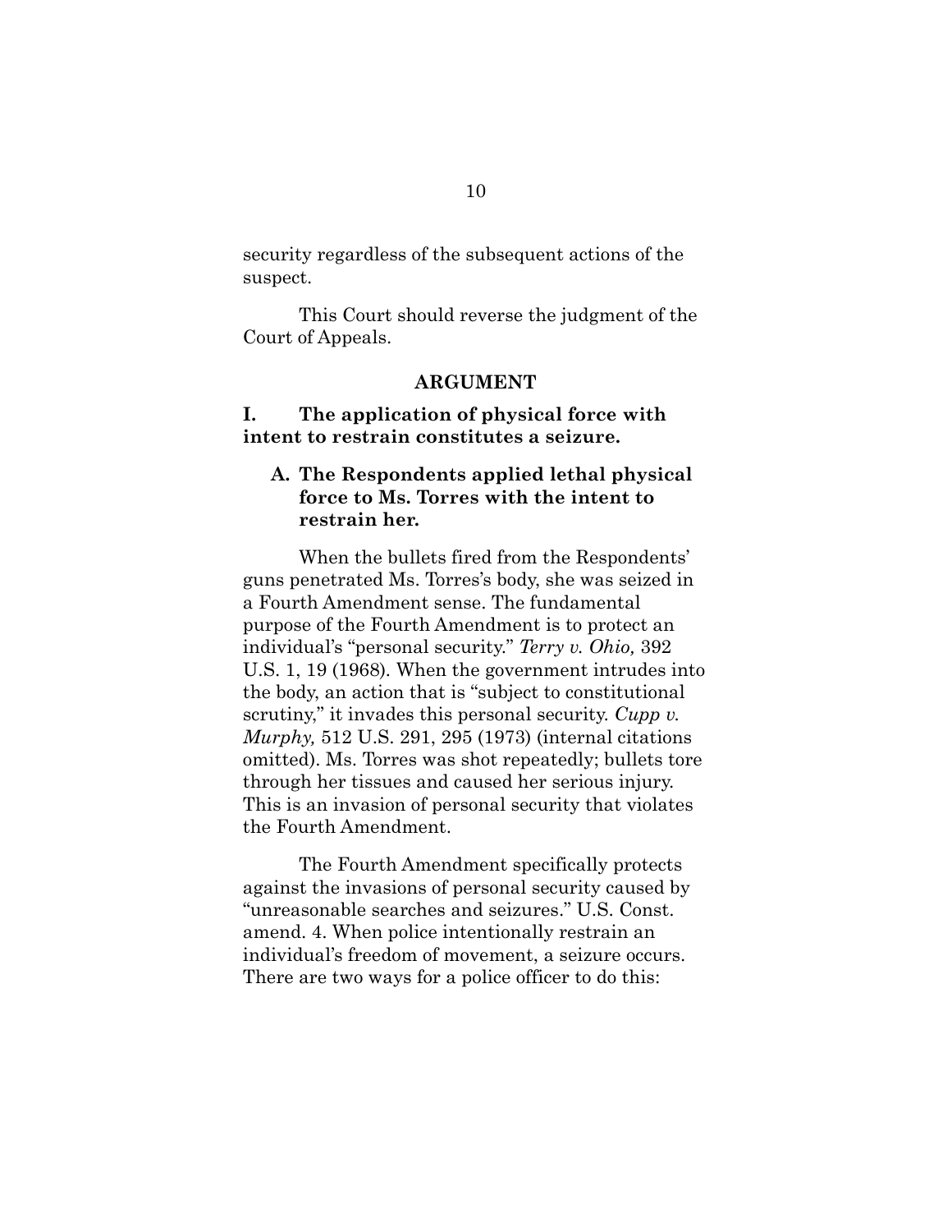security regardless of the subsequent actions of the suspect.

This Court should reverse the judgment of the Court of Appeals.

## ARGUMENT

### I. The application of physical force with intent to restrain constitutes a seizure.

#### A. The Respondents applied lethal physical force to Ms. Torres with the intent to restrain her.

When the bullets fired from the Respondents' guns penetrated Ms. Torres's body, she was seized in a Fourth Amendment sense. The fundamental purpose of the Fourth Amendment is to protect an individual's "personal security." *Terry v. Ohio,* 392 U.S. 1, 19 (1968). When the government intrudes into the body, an action that is "subject to constitutional scrutiny," it invades this personal security. *Cupp v. Murphy,* 512 U.S. 291, 295 (1973) (internal citations omitted). Ms. Torres was shot repeatedly; bullets tore through her tissues and caused her serious injury. This is an invasion of personal security that violates the Fourth Amendment.

The Fourth Amendment specifically protects against the invasions of personal security caused by "unreasonable searches and seizures." U.S. Const. amend. 4. When police intentionally restrain an individual's freedom of movement, a seizure occurs. There are two ways for a police officer to do this: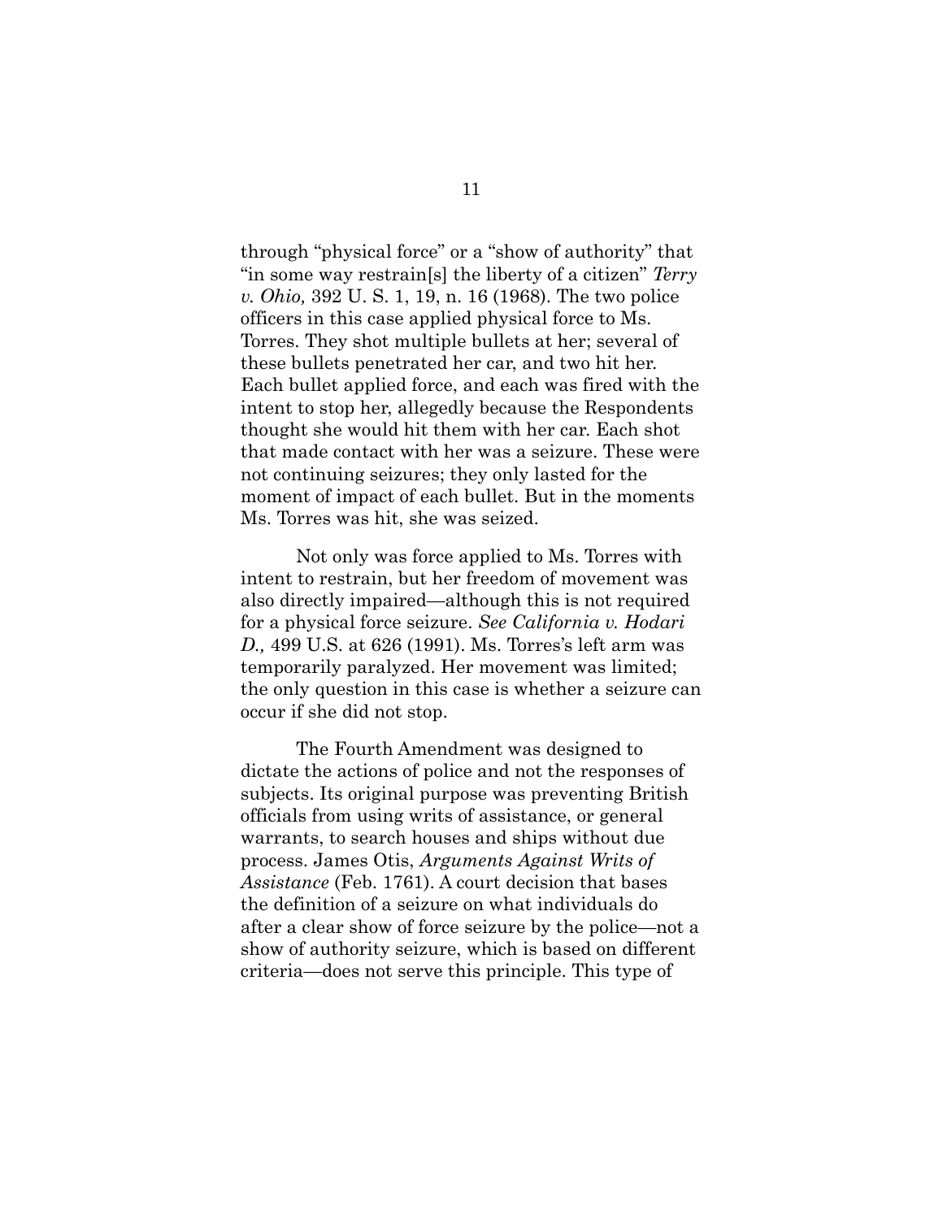through "physical force" or a "show of authority" that "in some way restrain[s] the liberty of a citizen" *Terry v. Ohio,* 392 U. S. 1, 19, n. 16 (1968). The two police officers in this case applied physical force to Ms. Torres. They shot multiple bullets at her; several of these bullets penetrated her car, and two hit her. Each bullet applied force, and each was fired with the intent to stop her, allegedly because the Respondents thought she would hit them with her car. Each shot that made contact with her was a seizure. These were not continuing seizures; they only lasted for the moment of impact of each bullet. But in the moments Ms. Torres was hit, she was seized.

Not only was force applied to Ms. Torres with intent to restrain, but her freedom of movement was also directly impaired—although this is not required for a physical force seizure. *See California v. Hodari D.,* 499 U.S. at 626 (1991). Ms. Torres's left arm was temporarily paralyzed. Her movement was limited; the only question in this case is whether a seizure can occur if she did not stop.

The Fourth Amendment was designed to dictate the actions of police and not the responses of subjects. Its original purpose was preventing British officials from using writs of assistance, or general warrants, to search houses and ships without due process. James Otis, *Arguments Against Writs of Assistance* (Feb. 1761). A court decision that bases the definition of a seizure on what individuals do after a clear show of force seizure by the police—not a show of authority seizure, which is based on different criteria—does not serve this principle. This type of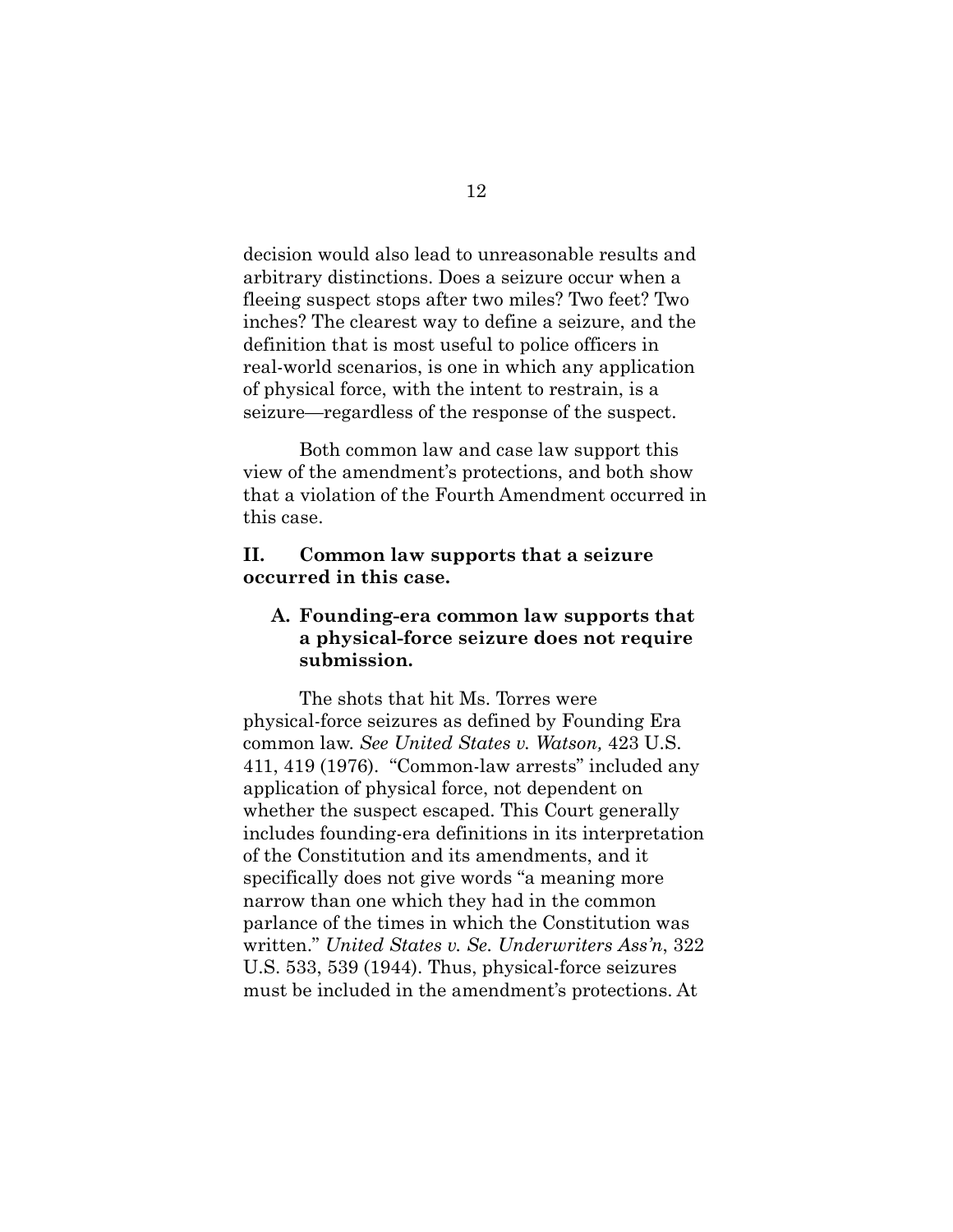decision would also lead to unreasonable results and arbitrary distinctions. Does a seizure occur when a fleeing suspect stops after two miles? Two feet? Two inches? The clearest way to define a seizure, and the definition that is most useful to police officers in real-world scenarios, is one in which any application of physical force, with the intent to restrain, is a seizure—regardless of the response of the suspect.

Both common law and case law support this view of the amendment's protections, and both show that a violation of the Fourth Amendment occurred in this case.

## II. Common law supports that a seizure occurred in this case.

### A. Founding-era common law supports that a physical-force seizure does not require submission.

The shots that hit Ms. Torres were physical-force seizures as defined by Founding Era common law. *See United States v. Watson,* 423 U.S. 411, 419 (1976). "Common-law arrests" included any application of physical force, not dependent on whether the suspect escaped. This Court generally includes founding-era definitions in its interpretation of the Constitution and its amendments, and it specifically does not give words "a meaning more narrow than one which they had in the common parlance of the times in which the Constitution was written." *United States v. Se. Underwriters Ass'n*, 322 U.S. 533, 539 (1944). Thus, physical-force seizures must be included in the amendment's protections. At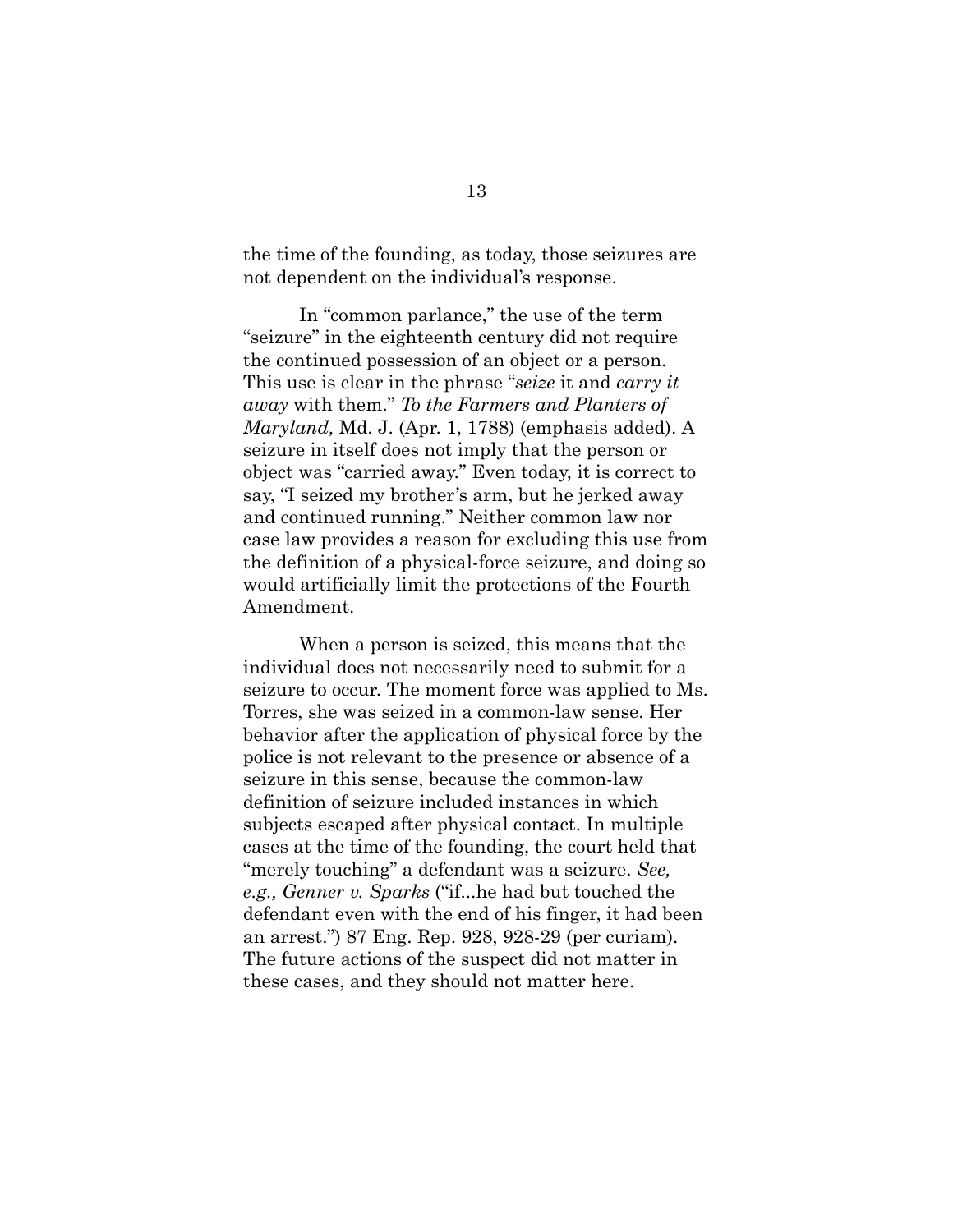the time of the founding, as today, those seizures are not dependent on the individual's response.

In "common parlance," the use of the term "seizure" in the eighteenth century did not require the continued possession of an object or a person. This use is clear in the phrase "*seize* it and *carry it away* with them." *To the Farmers and Planters of Maryland,* Md. J. (Apr. 1, 1788) (emphasis added). A seizure in itself does not imply that the person or object was "carried away." Even today, it is correct to say, "I seized my brother's arm, but he jerked away and continued running." Neither common law nor case law provides a reason for excluding this use from the definition of a physical-force seizure, and doing so would artificially limit the protections of the Fourth Amendment.

When a person is seized, this means that the individual does not necessarily need to submit for a seizure to occur. The moment force was applied to Ms. Torres, she was seized in a common-law sense. Her behavior after the application of physical force by the police is not relevant to the presence or absence of a seizure in this sense, because the common-law definition of seizure included instances in which subjects escaped after physical contact. In multiple cases at the time of the founding, the court held that "merely touching" a defendant was a seizure. *See, e.g., Genner v. Sparks* ("if...he had but touched the defendant even with the end of his finger, it had been an arrest.") 87 Eng. Rep. 928, 928-29 (per curiam). The future actions of the suspect did not matter in these cases, and they should not matter here.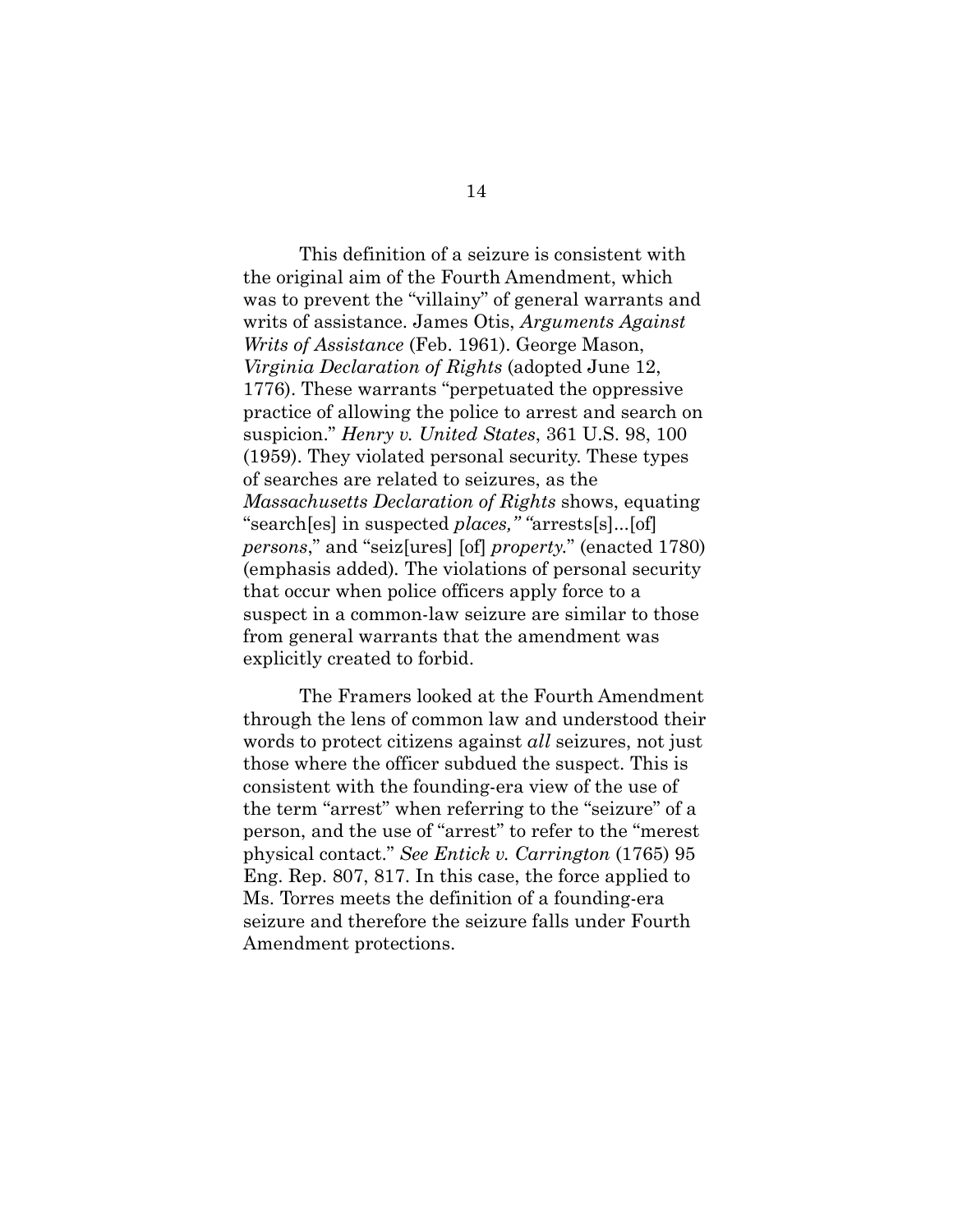This definition of a seizure is consistent with the original aim of the Fourth Amendment, which was to prevent the "villainy" of general warrants and writs of assistance. James Otis, *Arguments Against Writs of Assistance* (Feb. 1961). George Mason, *Virginia Declaration of Rights* (adopted June 12, 1776). These warrants "perpetuated the oppressive practice of allowing the police to arrest and search on suspicion." *Henry v. United States*, 361 U.S. 98, 100 (1959). They violated personal security. These types of searches are related to seizures, as the *Massachusetts Declaration of Rights* shows, equating "search[es] in suspected *places,"* "arrests[s]...[of] *persons*," and "seiz[ures] [of] *property*." (enacted 1780) (emphasis added). The violations of personal security that occur when police officers apply force to a suspect in a common-law seizure are similar to those from general warrants that the amendment was explicitly created to forbid.

The Framers looked at the Fourth Amendment through the lens of common law and understood their words to protect citizens against *all* seizures, not just those where the officer subdued the suspect. This is consistent with the founding-era view of the use of the term "arrest" when referring to the "seizure" of a person, and the use of "arrest" to refer to the "merest physical contact." *See Entick v. Carrington* (1765) 95 Eng. Rep. 807, 817. In this case, the force applied to Ms. Torres meets the definition of a founding-era seizure and therefore the seizure falls under Fourth Amendment protections.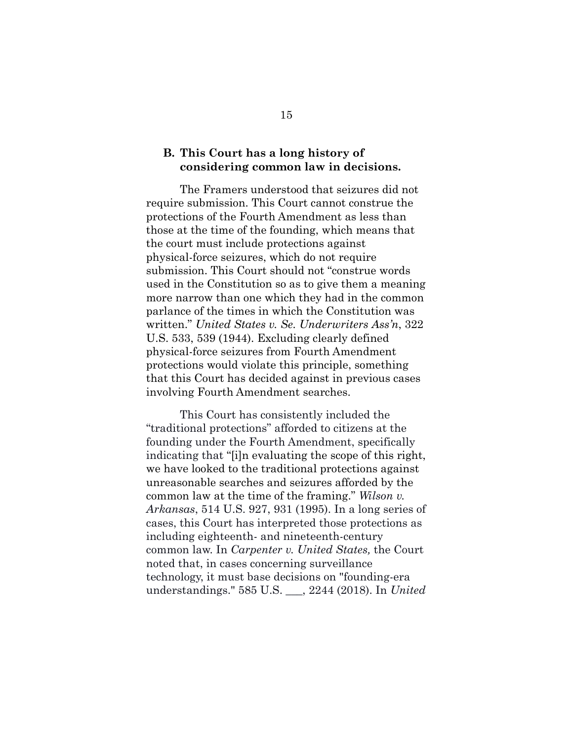### B. This Court has a long history of considering common law in decisions.

The Framers understood that seizures did not require submission. This Court cannot construe the protections of the Fourth Amendment as less than those at the time of the founding, which means that the court must include protections against physical-force seizures, which do not require submission. This Court should not "construe words used in the Constitution so as to give them a meaning more narrow than one which they had in the common parlance of the times in which the Constitution was written." *United States v. Se. Underwriters Ass'n*, 322 U.S. 533, 539 (1944). Excluding clearly defined physical-force seizures from Fourth Amendment protections would violate this principle, something that this Court has decided against in previous cases involving Fourth Amendment searches.

This Court has consistently included the "traditional protections" afforded to citizens at the founding under the Fourth Amendment, specifically indicating that "[i]n evaluating the scope of this right, we have looked to the traditional protections against unreasonable searches and seizures afforded by the common law at the time of the framing." *Wilson v. Arkansas*, 514 U.S. 927, 931 (1995). In a long series of cases, this Court has interpreted those protections as including eighteenth- and nineteenth-century common law. In *Carpenter v. United States,* the Court noted that, in cases concerning surveillance technology, it must base decisions on "founding-era understandings." 585 U.S. ___, 2244 (2018). In *United*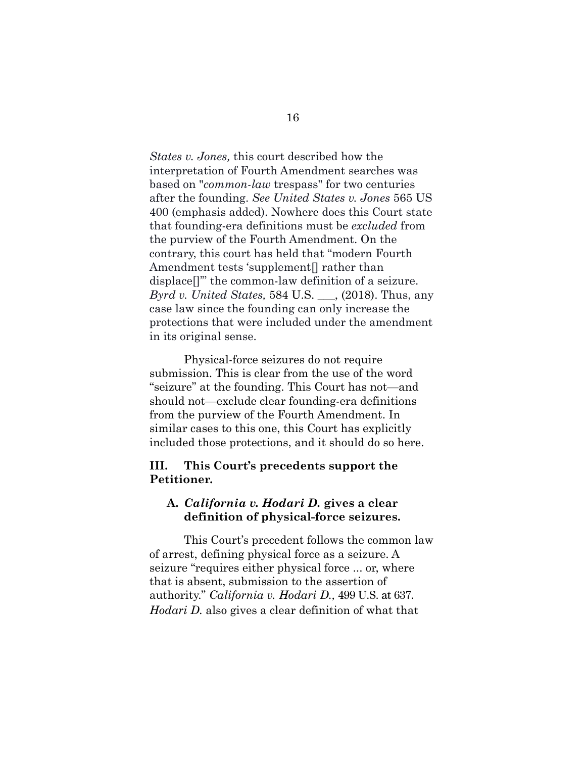*States v. Jones,* this court described how the interpretation of Fourth Amendment searches was based on "*common-law* trespass" for two centuries after the founding. *See United States v. Jones* 565 US 400 (emphasis added). Nowhere does this Court state that founding-era definitions must be *excluded* from the purview of the Fourth Amendment. On the contrary, this court has held that "modern Fourth Amendment tests 'supplement[] rather than displace[]'" the common-law definition of a seizure. *Byrd v. United States,* 584 U.S. ___, (2018). Thus, any case law since the founding can only increase the protections that were included under the amendment in its original sense.

Physical-force seizures do not require submission. This is clear from the use of the word "seizure" at the founding. This Court has not—and should not—exclude clear founding-era definitions from the purview of the Fourth Amendment. In similar cases to this one, this Court has explicitly included those protections, and it should do so here.

## III. This Court's precedents support the Petitioner.

### A. *California v. Hodari D.* gives a clear definition of physical-force seizures.

This Court's precedent follows the common law of arrest, defining physical force as a seizure. A seizure "requires either physical force ... or, where that is absent, submission to the assertion of authority." *California v. Hodari D.,* 499 U.S. at 637. *Hodari D.* also gives a clear definition of what that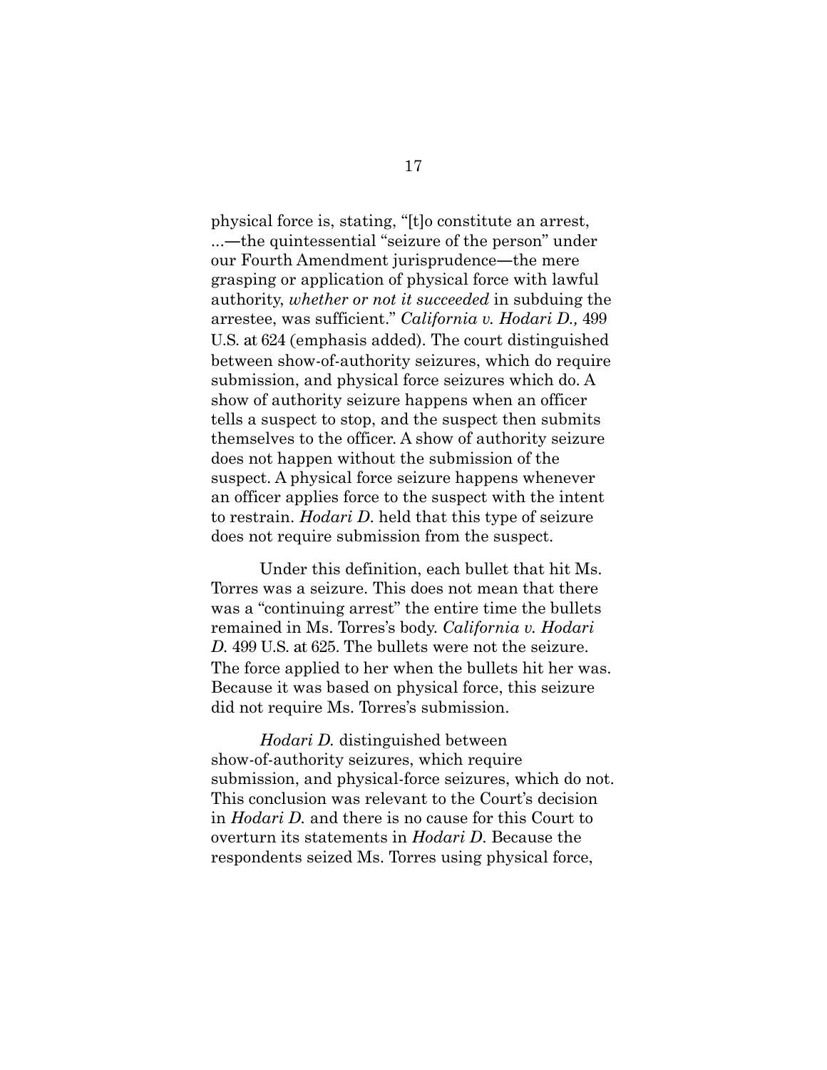physical force is, stating, "[t]o constitute an arrest, ...—the quintessential "seizure of the person" under our Fourth Amendment jurisprudence—the mere grasping or application of physical force with lawful authority, *whether or not it succeeded* in subduing the arrestee, was sufficient." *California v. Hodari D.,* 499 U.S. at 624 (emphasis added). The court distinguished between show-of-authority seizures, which do require submission, and physical force seizures which do. A show of authority seizure happens when an officer tells a suspect to stop, and the suspect then submits themselves to the officer. A show of authority seizure does not happen without the submission of the suspect. A physical force seizure happens whenever an officer applies force to the suspect with the intent to restrain. *Hodari D*. held that this type of seizure does not require submission from the suspect.

Under this definition, each bullet that hit Ms. Torres was a seizure. This does not mean that there was a "continuing arrest" the entire time the bullets remained in Ms. Torres's body. *California v. Hodari D.* 499 U.S. at 625. The bullets were not the seizure. The force applied to her when the bullets hit her was. Because it was based on physical force, this seizure did not require Ms. Torres's submission.

*Hodari D.* distinguished between show-of-authority seizures, which require submission, and physical-force seizures, which do not. This conclusion was relevant to the Court's decision in *Hodari D.* and there is no cause for this Court to overturn its statements in *Hodari D*. Because the respondents seized Ms. Torres using physical force,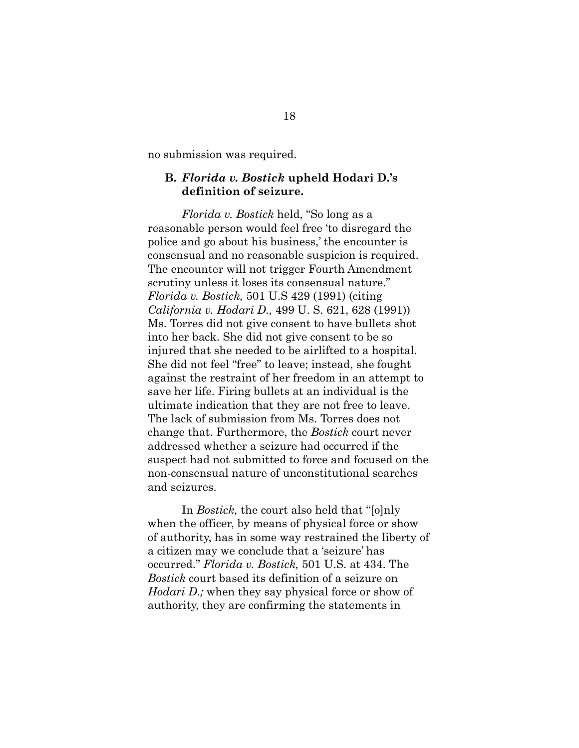no submission was required.

### B. *Florida v. Bostick* upheld Hodari D.'s definition of seizure.

*Florida v. Bostick* held, "So long as a reasonable person would feel free 'to disregard the police and go about his business,' the encounter is consensual and no reasonable suspicion is required. The encounter will not trigger Fourth Amendment scrutiny unless it loses its consensual nature." *Florida v. Bostick,* 501 U.S 429 (1991) (citing *California v. Hodari D.,* 499 U. S. 621, 628 (1991)) Ms. Torres did not give consent to have bullets shot into her back. She did not give consent to be so injured that she needed to be airlifted to a hospital. She did not feel "free" to leave; instead, she fought against the restraint of her freedom in an attempt to save her life. Firing bullets at an individual is the ultimate indication that they are not free to leave. The lack of submission from Ms. Torres does not change that. Furthermore, the *Bostick* court never addressed whether a seizure had occurred if the suspect had not submitted to force and focused on the non-consensual nature of unconstitutional searches and seizures.

In *Bostick,* the court also held that "[o]nly when the officer, by means of physical force or show of authority, has in some way restrained the liberty of a citizen may we conclude that a 'seizure' has occurred." *Florida v. Bostick,* 501 U.S. at 434. The *Bostick* court based its definition of a seizure on *Hodari D.;* when they say physical force or show of authority, they are confirming the statements in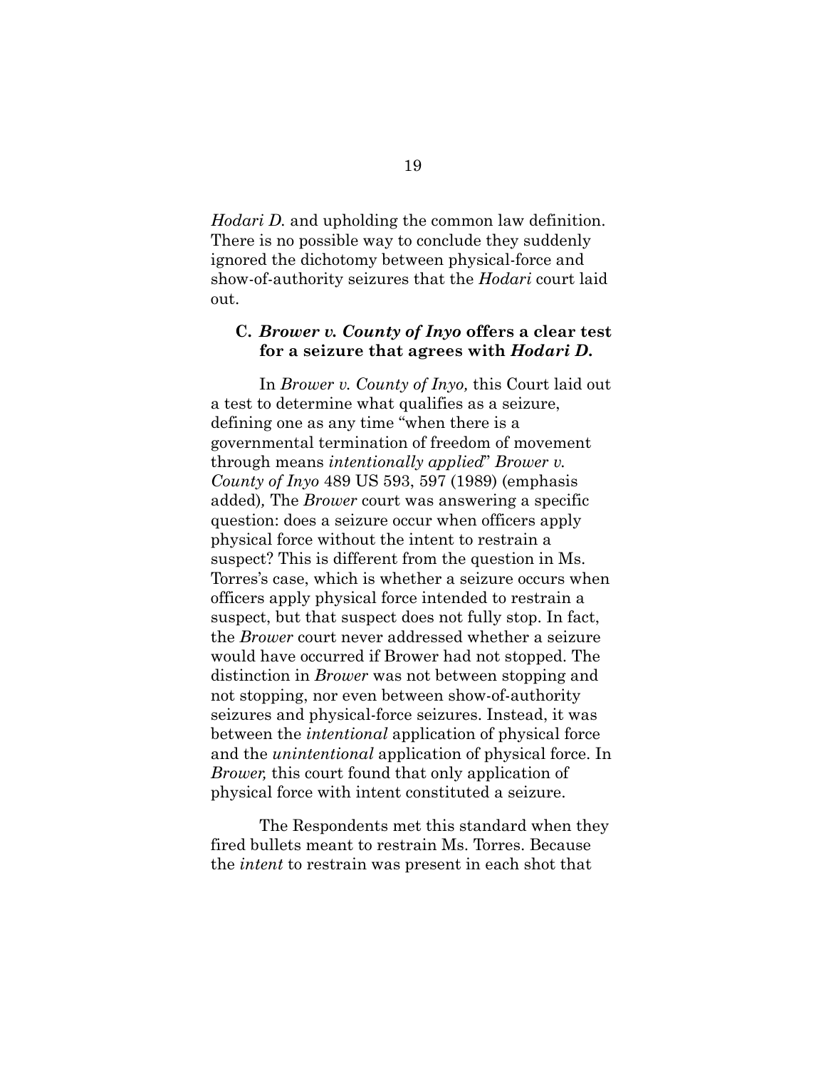*Hodari D.* and upholding the common law definition. There is no possible way to conclude they suddenly ignored the dichotomy between physical-force and show-of-authority seizures that the *Hodari* court laid out.

### C. *Brower v. County of Inyo* offers a clear test for a seizure that agrees with *Hodari D.*

In *Brower v. County of Inyo,* this Court laid out a test to determine what qualifies as a seizure, defining one as any time "when there is a governmental termination of freedom of movement through means *intentionally applied*" *Brower v. County of Inyo* 489 US 593, 597 (1989) (emphasis added)*,* The *Brower* court was answering a specific question: does a seizure occur when officers apply physical force without the intent to restrain a suspect? This is different from the question in Ms. Torres's case, which is whether a seizure occurs when officers apply physical force intended to restrain a suspect, but that suspect does not fully stop. In fact, the *Brower* court never addressed whether a seizure would have occurred if Brower had not stopped. The distinction in *Brower* was not between stopping and not stopping, nor even between show-of-authority seizures and physical-force seizures. Instead, it was between the *intentional* application of physical force and the *unintentional* application of physical force. In *Brower,* this court found that only application of physical force with intent constituted a seizure.

The Respondents met this standard when they fired bullets meant to restrain Ms. Torres. Because the *intent* to restrain was present in each shot that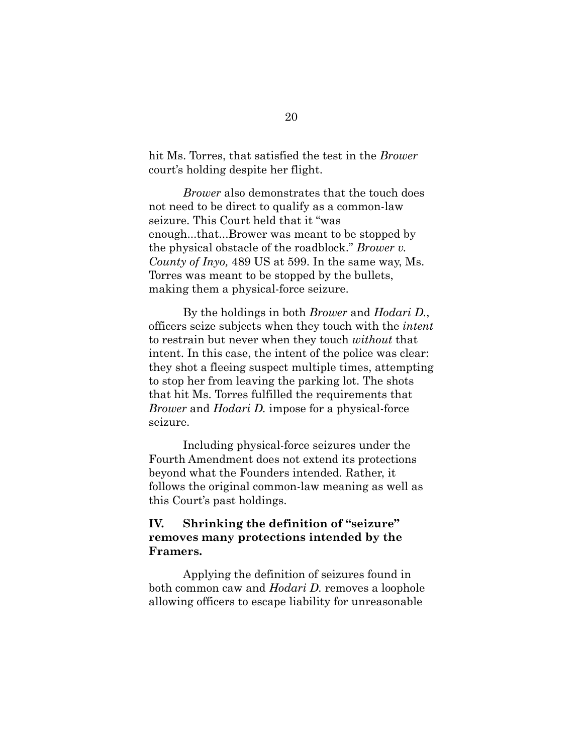hit Ms. Torres, that satisfied the test in the *Brower* court's holding despite her flight.

*Brower* also demonstrates that the touch does not need to be direct to qualify as a common-law seizure. This Court held that it "was enough...that...Brower was meant to be stopped by the physical obstacle of the roadblock." *Brower v. County of Inyo,* 489 US at 599. In the same way, Ms. Torres was meant to be stopped by the bullets, making them a physical-force seizure.

By the holdings in both *Brower* and *Hodari D.*, officers seize subjects when they touch with the *intent* to restrain but never when they touch *without* that intent. In this case, the intent of the police was clear: they shot a fleeing suspect multiple times, attempting to stop her from leaving the parking lot. The shots that hit Ms. Torres fulfilled the requirements that *Brower* and *Hodari D.* impose for a physical-force seizure.

Including physical-force seizures under the Fourth Amendment does not extend its protections beyond what the Founders intended. Rather, it follows the original common-law meaning as well as this Court's past holdings.

## IV. Shrinking the definition of "seizure" removes many protections intended by the Framers.

Applying the definition of seizures found in both common caw and *Hodari D.* removes a loophole allowing officers to escape liability for unreasonable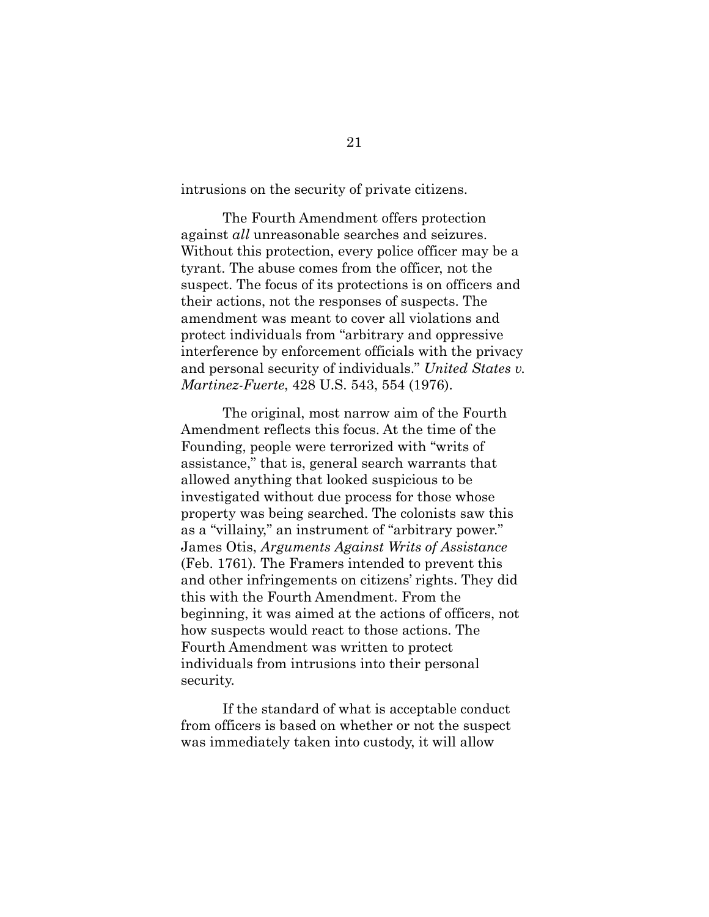intrusions on the security of private citizens.

The Fourth Amendment offers protection against *all* unreasonable searches and seizures. Without this protection, every police officer may be a tyrant. The abuse comes from the officer, not the suspect. The focus of its protections is on officers and their actions, not the responses of suspects. The amendment was meant to cover all violations and protect individuals from "arbitrary and oppressive interference by enforcement officials with the privacy and personal security of individuals." *United States v. Martinez-Fuerte*, 428 U.S. 543, 554 (1976).

The original, most narrow aim of the Fourth Amendment reflects this focus. At the time of the Founding, people were terrorized with "writs of assistance," that is, general search warrants that allowed anything that looked suspicious to be investigated without due process for those whose property was being searched. The colonists saw this as a "villainy," an instrument of "arbitrary power." James Otis, *Arguments Against Writs of Assistance* (Feb. 1761). The Framers intended to prevent this and other infringements on citizens' rights. They did this with the Fourth Amendment. From the beginning, it was aimed at the actions of officers, not how suspects would react to those actions. The Fourth Amendment was written to protect individuals from intrusions into their personal security.

If the standard of what is acceptable conduct from officers is based on whether or not the suspect was immediately taken into custody, it will allow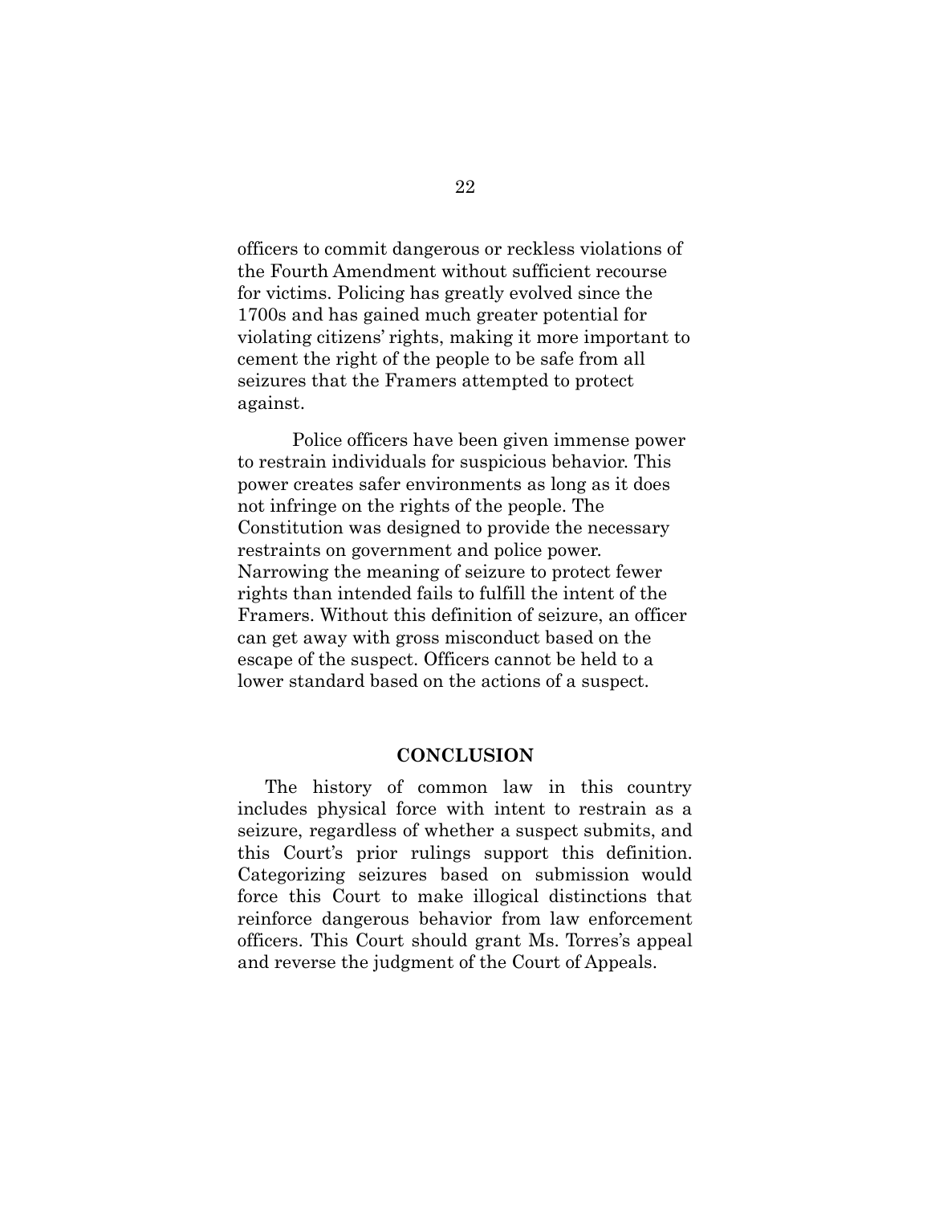officers to commit dangerous or reckless violations of the Fourth Amendment without sufficient recourse for victims. Policing has greatly evolved since the 1700s and has gained much greater potential for violating citizens' rights, making it more important to cement the right of the people to be safe from all seizures that the Framers attempted to protect against.

Police officers have been given immense power to restrain individuals for suspicious behavior. This power creates safer environments as long as it does not infringe on the rights of the people. The Constitution was designed to provide the necessary restraints on government and police power. Narrowing the meaning of seizure to protect fewer rights than intended fails to fulfill the intent of the Framers. Without this definition of seizure, an officer can get away with gross misconduct based on the escape of the suspect. Officers cannot be held to a lower standard based on the actions of a suspect.

## CONCLUSION

The history of common law in this country includes physical force with intent to restrain as a seizure, regardless of whether a suspect submits, and this Court's prior rulings support this definition. Categorizing seizures based on submission would force this Court to make illogical distinctions that reinforce dangerous behavior from law enforcement officers. This Court should grant Ms. Torres's appeal and reverse the judgment of the Court of Appeals.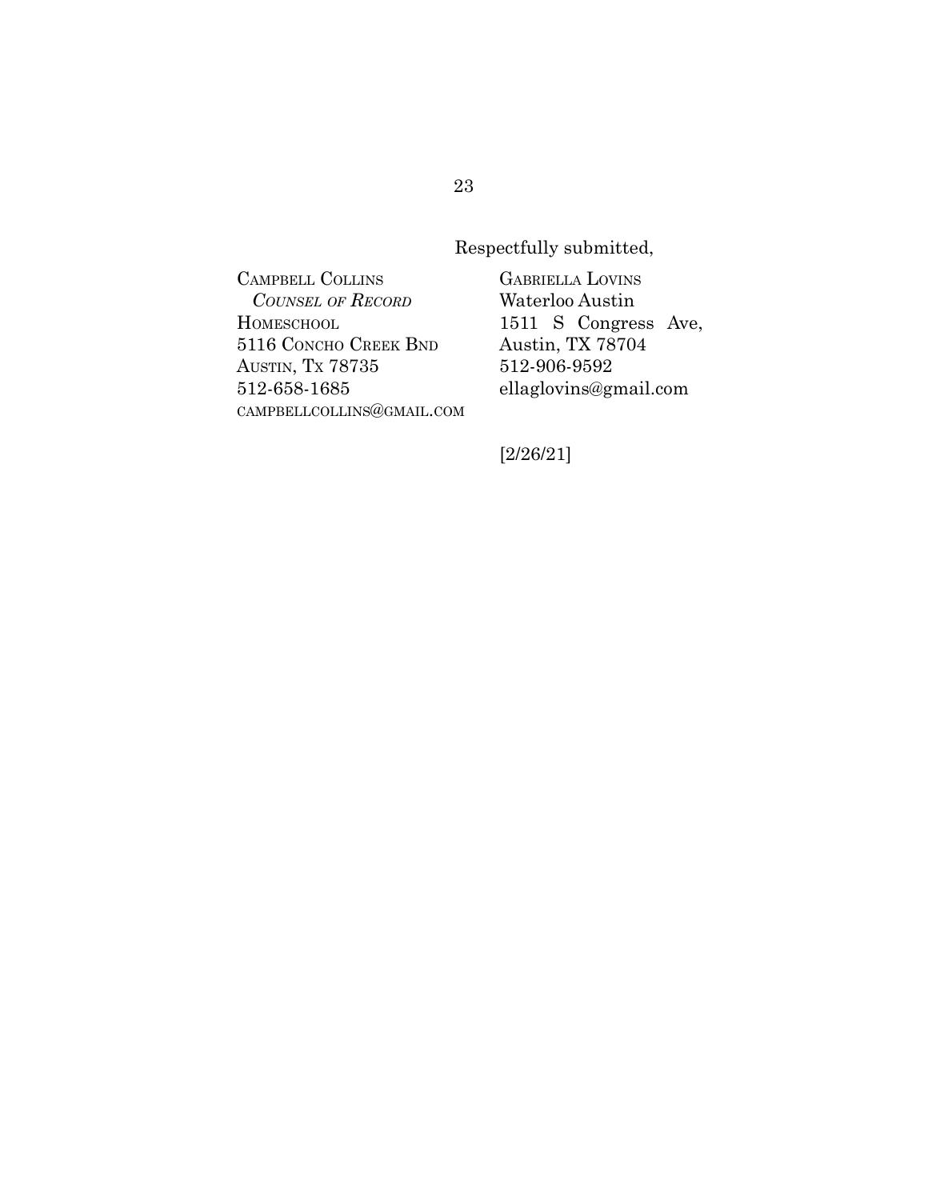Respectfully submitted,

CAMPBELL COLLINS
*COUNSEL OF RECORD*
HOMESCHOOL
5116 CONCHO CREEK BND
AUSTIN, TX 78735
512-658-1685
CAMPBELLCOLLINS@GMAIL.COM

GABRIELLA LOVINS
Waterloo Austin
1511 S Congress Ave,
Austin, TX 78704
512-906-9592
ellaglovins@gmail.com

[2/26/21]